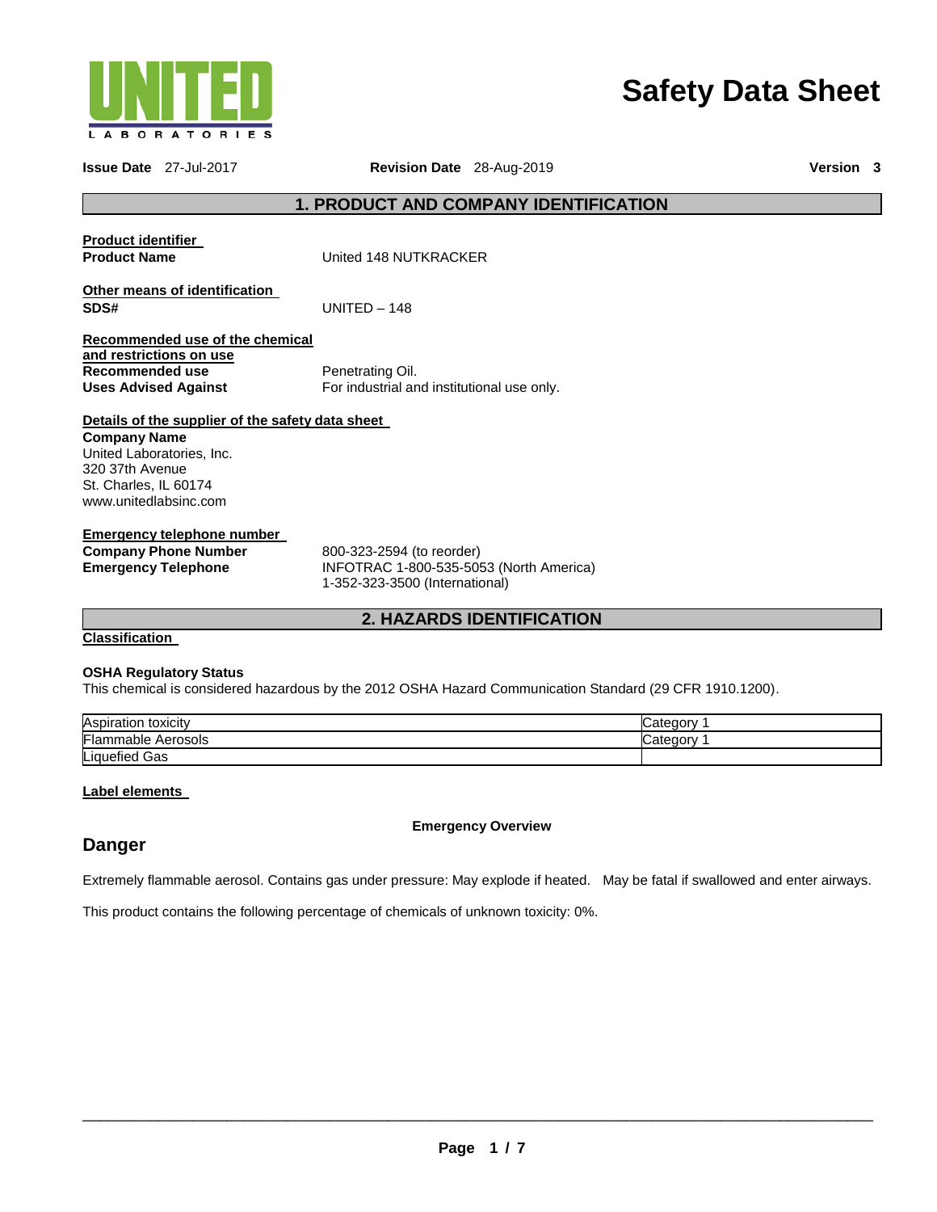UNITED LABORATORIES

# Safety Data Sheet

**Issue Date** 27-Jul-2017 **Revision Date** 28-Aug-2019 **Version** 3

## 1. PRODUCT AND COMPANY IDENTIFICATION

**Product identifier**

**Product Name** United 148 NUTKRACKER

**Other means of identification**

**SDS#** UNITED – 148

**Recommended use of the chemical and restrictions on use**

**Recommended use** Penetrating Oil.

**Uses Advised Against** For industrial and institutional use only.

**Details of the supplier of the safety data sheet**

**Company Name**
United Laboratories, Inc.
320 37th Avenue
St. Charles, IL 60174
www.unitedlabsinc.com

**Emergency telephone number**

**Company Phone Number** 800-323-2594 (to reorder)

**Emergency Telephone** INFOTRAC 1-800-535-5053 (North America)
1-352-323-3500 (International)

## 2. HAZARDS IDENTIFICATION

**Classification**

**OSHA Regulatory Status**

This chemical is considered hazardous by the 2012 OSHA Hazard Communication Standard (29 CFR 1910.1200).

| | |
|---|---|
| Aspiration toxicity | Category 1 |
| Flammable Aerosols | Category 1 |
| Liquefied Gas | |

**Label elements**

**Emergency Overview**

### Danger

Extremely flammable aerosol. Contains gas under pressure: May explode if heated. May be fatal if swallowed and enter airways.

This product contains the following percentage of chemicals of unknown toxicity: 0%.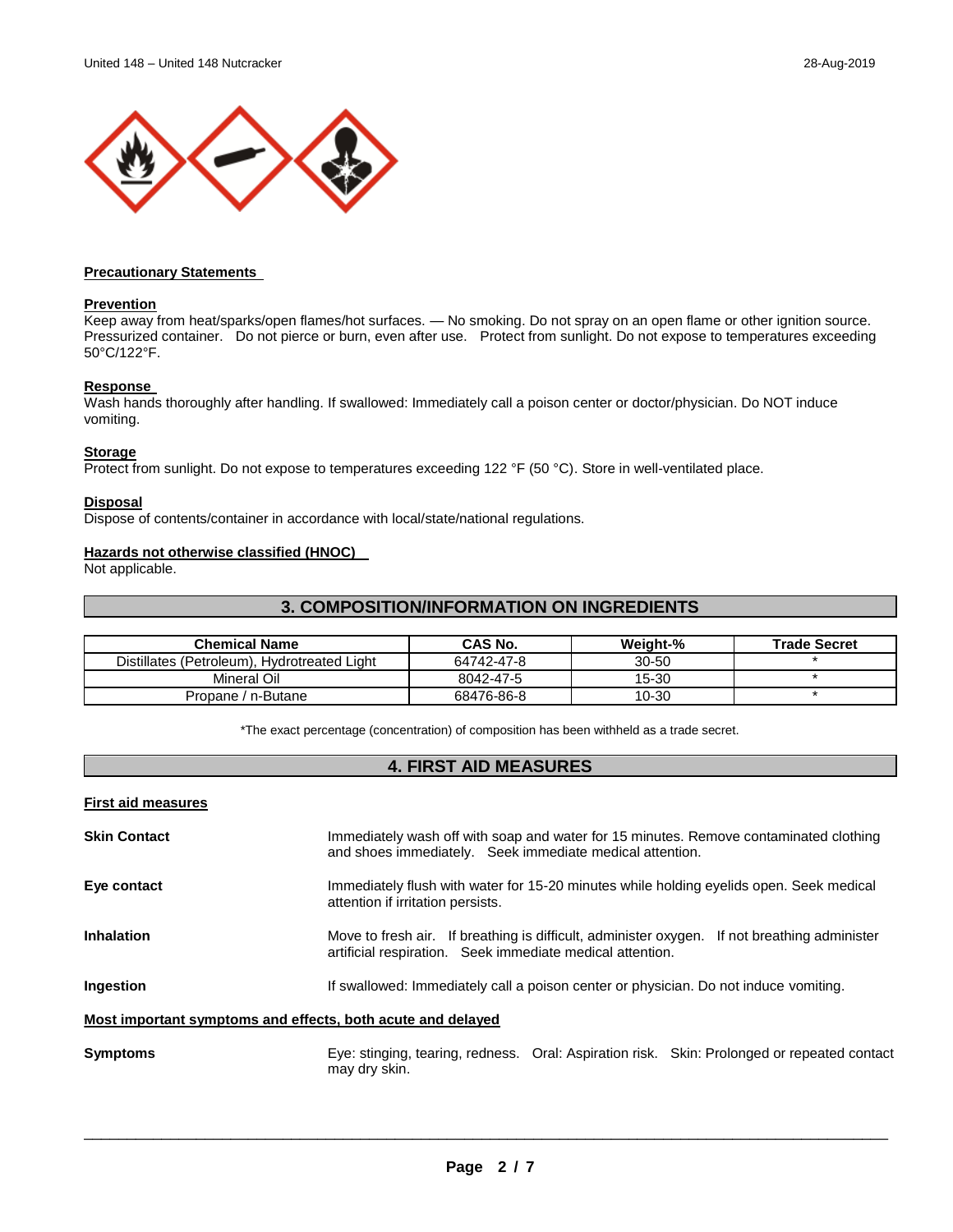### Precautionary Statements

#### Prevention

Keep away from heat/sparks/open flames/hot surfaces. — No smoking. Do not spray on an open flame or other ignition source. Pressurized container. Do not pierce or burn, even after use. Protect from sunlight. Do not expose to temperatures exceeding 50°C/122°F.

#### Response

Wash hands thoroughly after handling. If swallowed: Immediately call a poison center or doctor/physician. Do NOT induce vomiting.

#### Storage

Protect from sunlight. Do not expose to temperatures exceeding 122 °F (50 °C). Store in well-ventilated place.

#### Disposal

Dispose of contents/container in accordance with local/state/national regulations.

#### Hazards not otherwise classified (HNOC)

Not applicable.

## 3. COMPOSITION/INFORMATION ON INGREDIENTS

| Chemical Name | CAS No. | Weight-% | Trade Secret |
|---|---|---|---|
| Distillates (Petroleum), Hydrotreated Light | 64742-47-8 | 30-50 | * |
| Mineral Oil | 8042-47-5 | 15-30 | * |
| Propane / n-Butane | 68476-86-8 | 10-30 | * |

*The exact percentage (concentration) of composition has been withheld as a trade secret.

## 4. FIRST AID MEASURES

### First aid measures

**Skin Contact** — Immediately wash off with soap and water for 15 minutes. Remove contaminated clothing and shoes immediately. Seek immediate medical attention.

**Eye contact** — Immediately flush with water for 15-20 minutes while holding eyelids open. Seek medical attention if irritation persists.

**Inhalation** — Move to fresh air. If breathing is difficult, administer oxygen. If not breathing administer artificial respiration. Seek immediate medical attention.

**Ingestion** — If swallowed: Immediately call a poison center or physician. Do not induce vomiting.

### Most important symptoms and effects, both acute and delayed

**Symptoms** — Eye: stinging, tearing, redness. Oral: Aspiration risk. Skin: Prolonged or repeated contact may dry skin.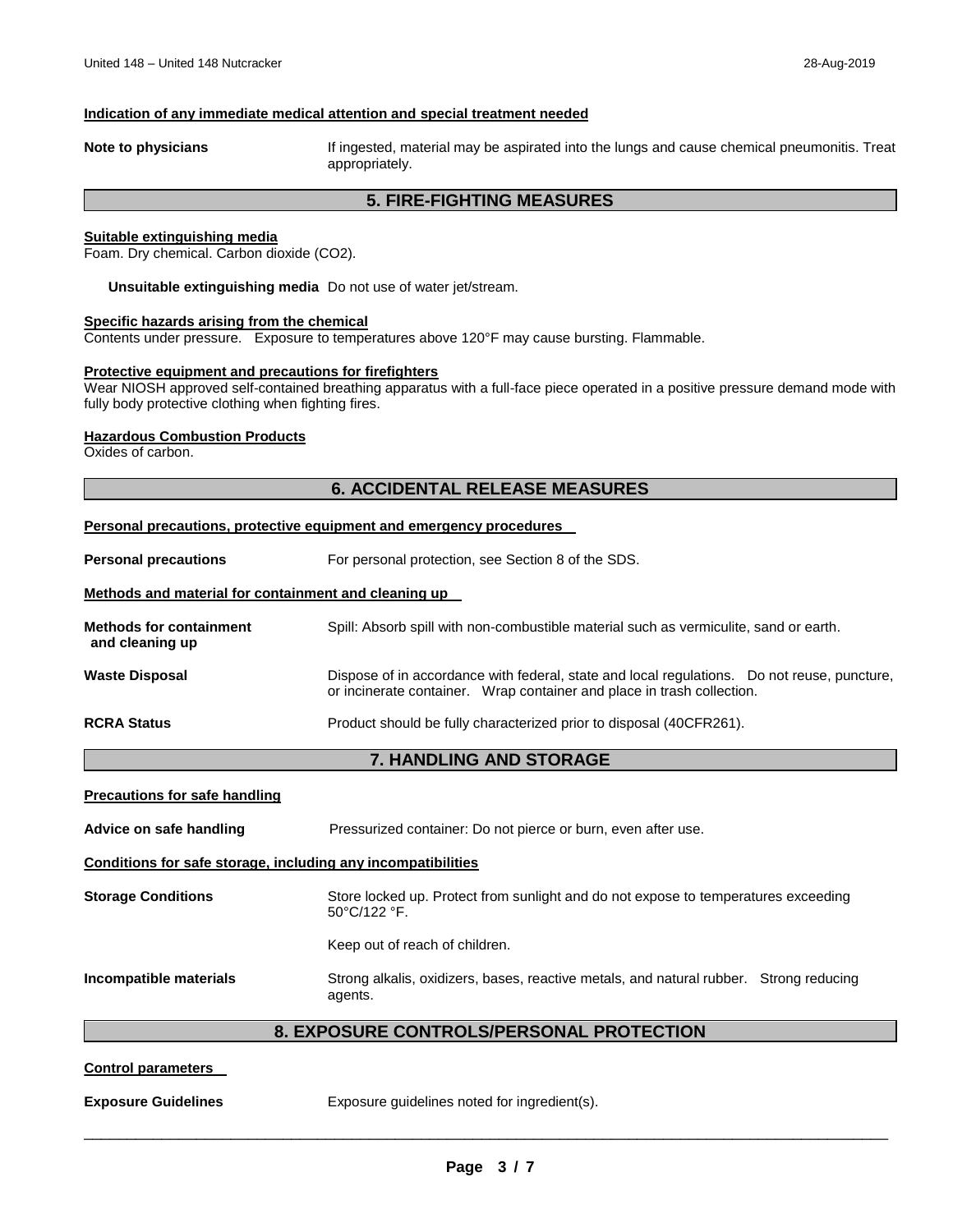**Indication of any immediate medical attention and special treatment needed**

**Note to physicians** If ingested, material may be aspirated into the lungs and cause chemical pneumonitis. Treat appropriately.

## 5. FIRE-FIGHTING MEASURES

**Suitable extinguishing media**

Foam. Dry chemical. Carbon dioxide ($CO_2$).

**Unsuitable extinguishing media** Do not use of water jet/stream.

**Specific hazards arising from the chemical**

Contents under pressure. Exposure to temperatures above 120°F may cause bursting. Flammable.

**Protective equipment and precautions for firefighters**

Wear NIOSH approved self-contained breathing apparatus with a full-face piece operated in a positive pressure demand mode with fully body protective clothing when fighting fires.

**Hazardous Combustion Products**

Oxides of carbon.

## 6. ACCIDENTAL RELEASE MEASURES

**Personal precautions, protective equipment and emergency procedures**

**Personal precautions** For personal protection, see Section 8 of the SDS.

**Methods and material for containment and cleaning up**

**Methods for containment and cleaning up** Spill: Absorb spill with non-combustible material such as vermiculite, sand or earth.

**Waste Disposal** Dispose of in accordance with federal, state and local regulations. Do not reuse, puncture, or incinerate container. Wrap container and place in trash collection.

**RCRA Status** Product should be fully characterized prior to disposal (40CFR261).

## 7. HANDLING AND STORAGE

**Precautions for safe handling**

**Advice on safe handling** Pressurized container: Do not pierce or burn, even after use.

**Conditions for safe storage, including any incompatibilities**

**Storage Conditions** Store locked up. Protect from sunlight and do not expose to temperatures exceeding 50°C/122 °F.

Keep out of reach of children.

**Incompatible materials** Strong alkalis, oxidizers, bases, reactive metals, and natural rubber. Strong reducing agents.

## 8. EXPOSURE CONTROLS/PERSONAL PROTECTION

**Control parameters**

**Exposure Guidelines** Exposure guidelines noted for ingredient(s).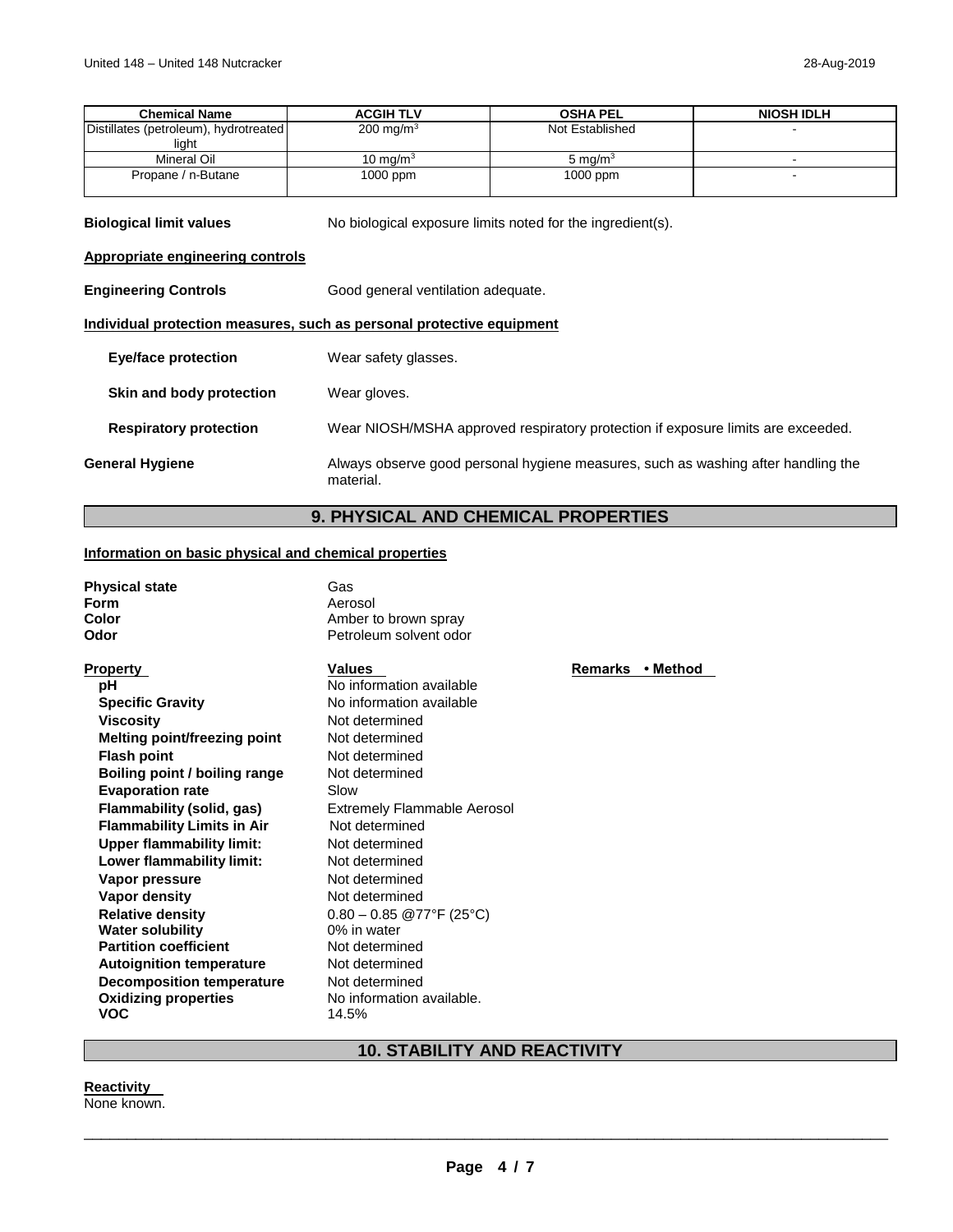| Chemical Name | ACGIH TLV | OSHA PEL | NIOSH IDLH |
|---|---|---|---|
| Distillates (petroleum), hydrotreated light | 200 mg/m$^3$ | Not Established | - |
| Mineral Oil | 10 mg/m$^3$ | 5 mg/m$^3$ | - |
| Propane / n-Butane | 1000 ppm | 1000 ppm | - |

**Biological limit values** No biological exposure limits noted for the ingredient(s).

**Appropriate engineering controls**

**Engineering Controls** Good general ventilation adequate.

**Individual protection measures, such as personal protective equipment**

**Eye/face protection** Wear safety glasses.

**Skin and body protection** Wear gloves.

**Respiratory protection** Wear NIOSH/MSHA approved respiratory protection if exposure limits are exceeded.

**General Hygiene** Always observe good personal hygiene measures, such as washing after handling the material.

## 9. PHYSICAL AND CHEMICAL PROPERTIES

**Information on basic physical and chemical properties**

**Physical state** Gas
**Form** Aerosol
**Color** Amber to brown spray
**Odor** Petroleum solvent odor

| Property | Values | Remarks • Method |
|---|---|---|
| **pH** | No information available | |
| **Specific Gravity** | No information available | |
| **Viscosity** | Not determined | |
| **Melting point/freezing point** | Not determined | |
| **Flash point** | Not determined | |
| **Boiling point / boiling range** | Not determined | |
| **Evaporation rate** | Slow | |
| **Flammability (solid, gas)** | Extremely Flammable Aerosol | |
| **Flammability Limits in Air** | Not determined | |
| **Upper flammability limit:** | Not determined | |
| **Lower flammability limit:** | Not determined | |
| **Vapor pressure** | Not determined | |
| **Vapor density** | Not determined | |
| **Relative density** | 0.80 – 0.85 @77°F (25°C) | |
| **Water solubility** | 0% in water | |
| **Partition coefficient** | Not determined | |
| **Autoignition temperature** | Not determined | |
| **Decomposition temperature** | Not determined | |
| **Oxidizing properties** | No information available. | |
| **VOC** | 14.5% | |

## 10. STABILITY AND REACTIVITY

**Reactivity**
None known.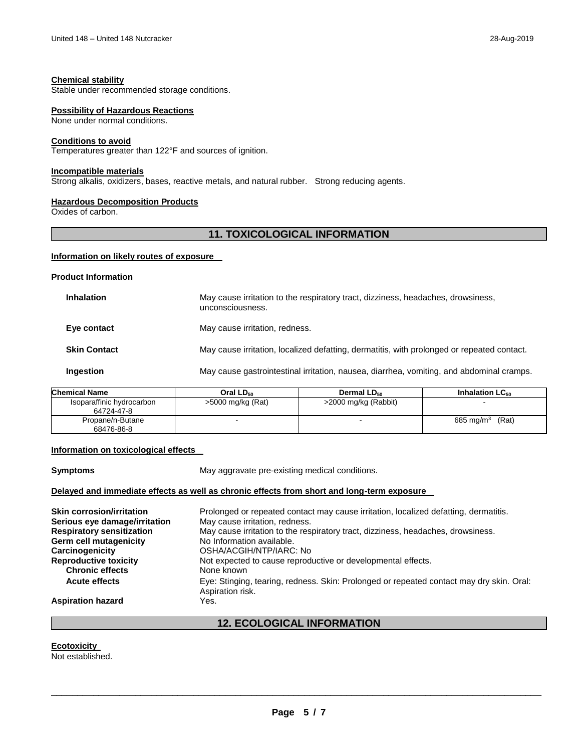**Chemical stability**
Stable under recommended storage conditions.

**Possibility of Hazardous Reactions**
None under normal conditions.

**Conditions to avoid**
Temperatures greater than 122°F and sources of ignition.

**Incompatible materials**
Strong alkalis, oxidizers, bases, reactive metals, and natural rubber. Strong reducing agents.

**Hazardous Decomposition Products**
Oxides of carbon.

## 11. TOXICOLOGICAL INFORMATION

**Information on likely routes of exposure**

**Product Information**

**Inhalation** May cause irritation to the respiratory tract, dizziness, headaches, drowsiness, unconsciousness.

**Eye contact** May cause irritation, redness.

**Skin Contact** May cause irritation, localized defatting, dermatitis, with prolonged or repeated contact.

**Ingestion** May cause gastrointestinal irritation, nausea, diarrhea, vomiting, and abdominal cramps.

| Chemical Name | Oral $LD_{50}$ | Dermal $LD_{50}$ | Inhalation $LC_{50}$ |
|---|---|---|---|
| Isoparaffinic hydrocarbon 64724-47-8 | >5000 mg/kg (Rat) | >2000 mg/kg (Rabbit) | - |
| Propane/n-Butane 68476-86-8 | - | - | 685 $mg/m^3$ (Rat) |

**Information on toxicological effects**

**Symptoms** May aggravate pre-existing medical conditions.

**Delayed and immediate effects as well as chronic effects from short and long-term exposure**

**Skin corrosion/irritation** Prolonged or repeated contact may cause irritation, localized defatting, dermatitis.
**Serious eye damage/irritation** May cause irritation, redness.
**Respiratory sensitization** May cause irritation to the respiratory tract, dizziness, headaches, drowsiness.
**Germ cell mutagenicity** No Information available.
**Carcinogenicity** OSHA/ACGIH/NTP/IARC: No
**Reproductive toxicity** Not expected to cause reproductive or developmental effects.
**Chronic effects** None known
**Acute effects** Eye: Stinging, tearing, redness. Skin: Prolonged or repeated contact may dry skin. Oral: Aspiration risk.
**Aspiration hazard** Yes.

## 12. ECOLOGICAL INFORMATION

**Ecotoxicity**
Not established.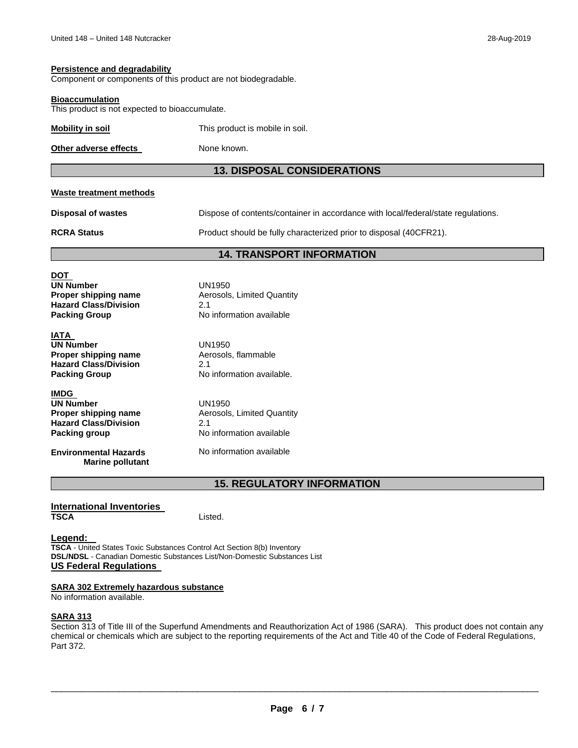**Persistence and degradability**

Component or components of this product are not biodegradable.

**Bioaccumulation**

This product is not expected to bioaccumulate.

**Mobility in soil** This product is mobile in soil.

**Other adverse effects** None known.

## 13. DISPOSAL CONSIDERATIONS

**Waste treatment methods**

**Disposal of wastes** Dispose of contents/container in accordance with local/federal/state regulations.

**RCRA Status** Product should be fully characterized prior to disposal (40CFR21).

## 14. TRANSPORT INFORMATION

**DOT**

**UN Number** UN1950
**Proper shipping name** Aerosols, Limited Quantity
**Hazard Class/Division** 2.1
**Packing Group** No information available

**IATA**

**UN Number** UN1950
**Proper shipping name** Aerosols, flammable
**Hazard Class/Division** 2.1
**Packing Group** No information available.

**IMDG**

**UN Number** UN1950
**Proper shipping name** Aerosols, Limited Quantity
**Hazard Class/Division** 2.1
**Packing group** No information available

**Environmental Hazards Marine pollutant** No information available

## 15. REGULATORY INFORMATION

**International Inventories**

**TSCA** Listed.

**Legend:**

**TSCA** - United States Toxic Substances Control Act Section 8(b) Inventory
**DSL/NDSL** - Canadian Domestic Substances List/Non-Domestic Substances List

**US Federal Regulations**

**SARA 302 Extremely hazardous substance**

No information available.

**SARA 313**

Section 313 of Title III of the Superfund Amendments and Reauthorization Act of 1986 (SARA). This product does not contain any chemical or chemicals which are subject to the reporting requirements of the Act and Title 40 of the Code of Federal Regulations, Part 372.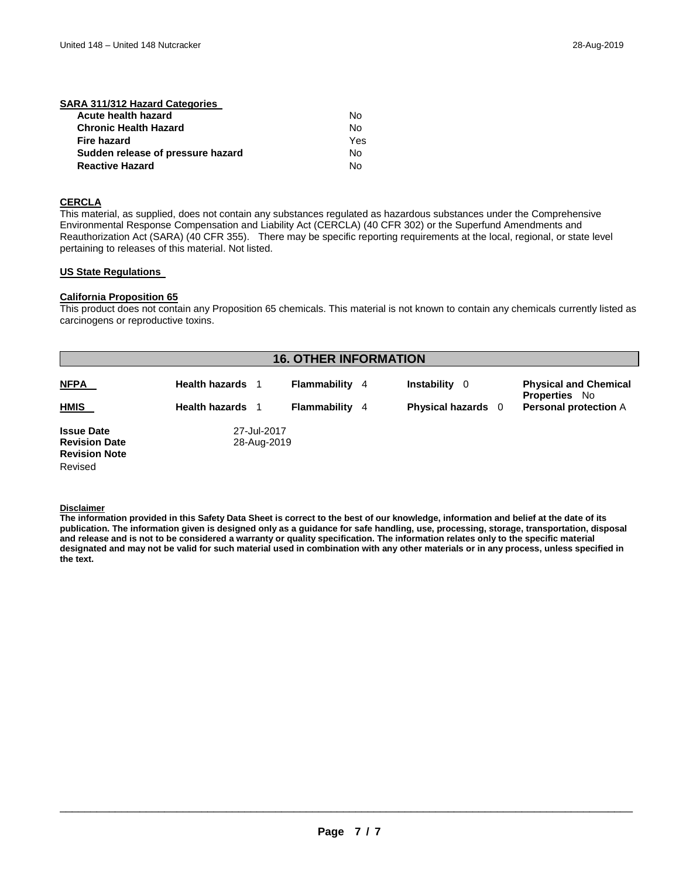**SARA 311/312 Hazard Categories**

| | |
|---|---|
| **Acute health hazard** | No |
| **Chronic Health Hazard** | No |
| **Fire hazard** | Yes |
| **Sudden release of pressure hazard** | No |
| **Reactive Hazard** | No |

**CERCLA**

This material, as supplied, does not contain any substances regulated as hazardous substances under the Comprehensive Environmental Response Compensation and Liability Act (CERCLA) (40 CFR 302) or the Superfund Amendments and Reauthorization Act (SARA) (40 CFR 355). There may be specific reporting requirements at the local, regional, or state level pertaining to releases of this material. Not listed.

**US State Regulations**

**California Proposition 65**

This product does not contain any Proposition 65 chemicals. This material is not known to contain any chemicals currently listed as carcinogens or reproductive toxins.

## 16. OTHER INFORMATION

| | | | | |
|---|---|---|---|---|
| **NFPA** | **Health hazards** 1 | **Flammability** 4 | **Instability** 0 | **Physical and Chemical Properties** No |
| **HMIS** | **Health hazards** 1 | **Flammability** 4 | **Physical hazards** 0 | **Personal protection** A |

**Issue Date** 27-Jul-2017
**Revision Date** 28-Aug-2019
**Revision Note**
Revised

**Disclaimer**

**The information provided in this Safety Data Sheet is correct to the best of our knowledge, information and belief at the date of its publication. The information given is designed only as a guidance for safe handling, use, processing, storage, transportation, disposal and release and is not to be considered a warranty or quality specification. The information relates only to the specific material designated and may not be valid for such material used in combination with any other materials or in any process, unless specified in the text.**